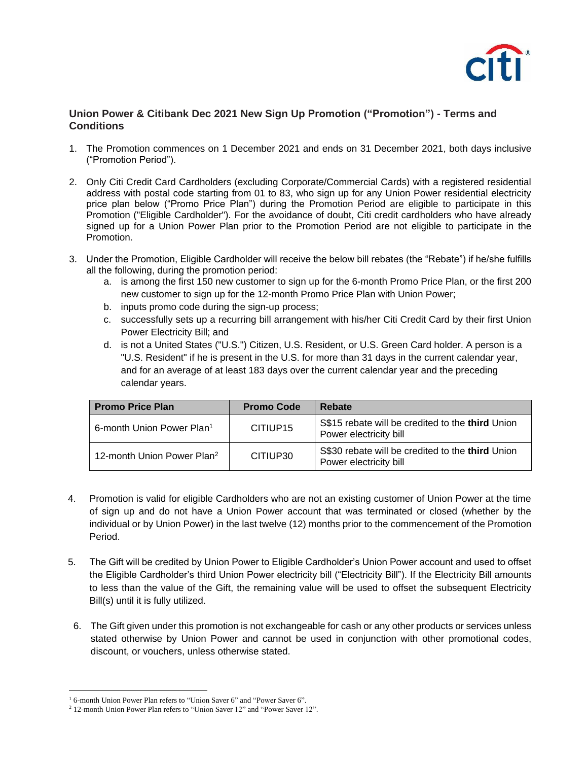## Union Power & Citibank Dec 2021 New Sign Up Promotion ("Promotion") - Terms and Conditions

1. The Promotion commences on 1 December 2021 and ends on 31 December 2021, both days inclusive ("Promotion Period").

2. Only Citi Credit Card Cardholders (excluding Corporate/Commercial Cards) with a registered residential address with postal code starting from 01 to 83, who sign up for any Union Power residential electricity price plan below ("Promo Price Plan") during the Promotion Period are eligible to participate in this Promotion ("Eligible Cardholder"). For the avoidance of doubt, Citi credit cardholders who have already signed up for a Union Power Plan prior to the Promotion Period are not eligible to participate in the Promotion.

3. Under the Promotion, Eligible Cardholder will receive the below bill rebates (the "Rebate") if he/she fulfills all the following, during the promotion period:
   a. is among the first 150 new customer to sign up for the 6-month Promo Price Plan, or the first 200 new customer to sign up for the 12-month Promo Price Plan with Union Power;
   b. inputs promo code during the sign-up process;
   c. successfully sets up a recurring bill arrangement with his/her Citi Credit Card by their first Union Power Electricity Bill; and
   d. is not a United States ("U.S.") Citizen, U.S. Resident, or U.S. Green Card holder. A person is a "U.S. Resident" if he is present in the U.S. for more than 31 days in the current calendar year, and for an average of at least 183 days over the current calendar year and the preceding calendar years.

| Promo Price Plan | Promo Code | Rebate |
| --- | --- | --- |
| 6-month Union Power Plan[1] | CITIUP15 | S$15 rebate will be credited to the **third** Union Power electricity bill |
| 12-month Union Power Plan[2] | CITIUP30 | S$30 rebate will be credited to the **third** Union Power electricity bill |

4. Promotion is valid for eligible Cardholders who are not an existing customer of Union Power at the time of sign up and do not have a Union Power account that was terminated or closed (whether by the individual or by Union Power) in the last twelve (12) months prior to the commencement of the Promotion Period.

5. The Gift will be credited by Union Power to Eligible Cardholder's Union Power account and used to offset the Eligible Cardholder's third Union Power electricity bill ("Electricity Bill"). If the Electricity Bill amounts to less than the value of the Gift, the remaining value will be used to offset the subsequent Electricity Bill(s) until it is fully utilized.

6. The Gift given under this promotion is not exchangeable for cash or any other products or services unless stated otherwise by Union Power and cannot be used in conjunction with other promotional codes, discount, or vouchers, unless otherwise stated.

---

[1] 6-month Union Power Plan refers to "Union Saver 6" and "Power Saver 6".

[2] 12-month Union Power Plan refers to "Union Saver 12" and "Power Saver 12".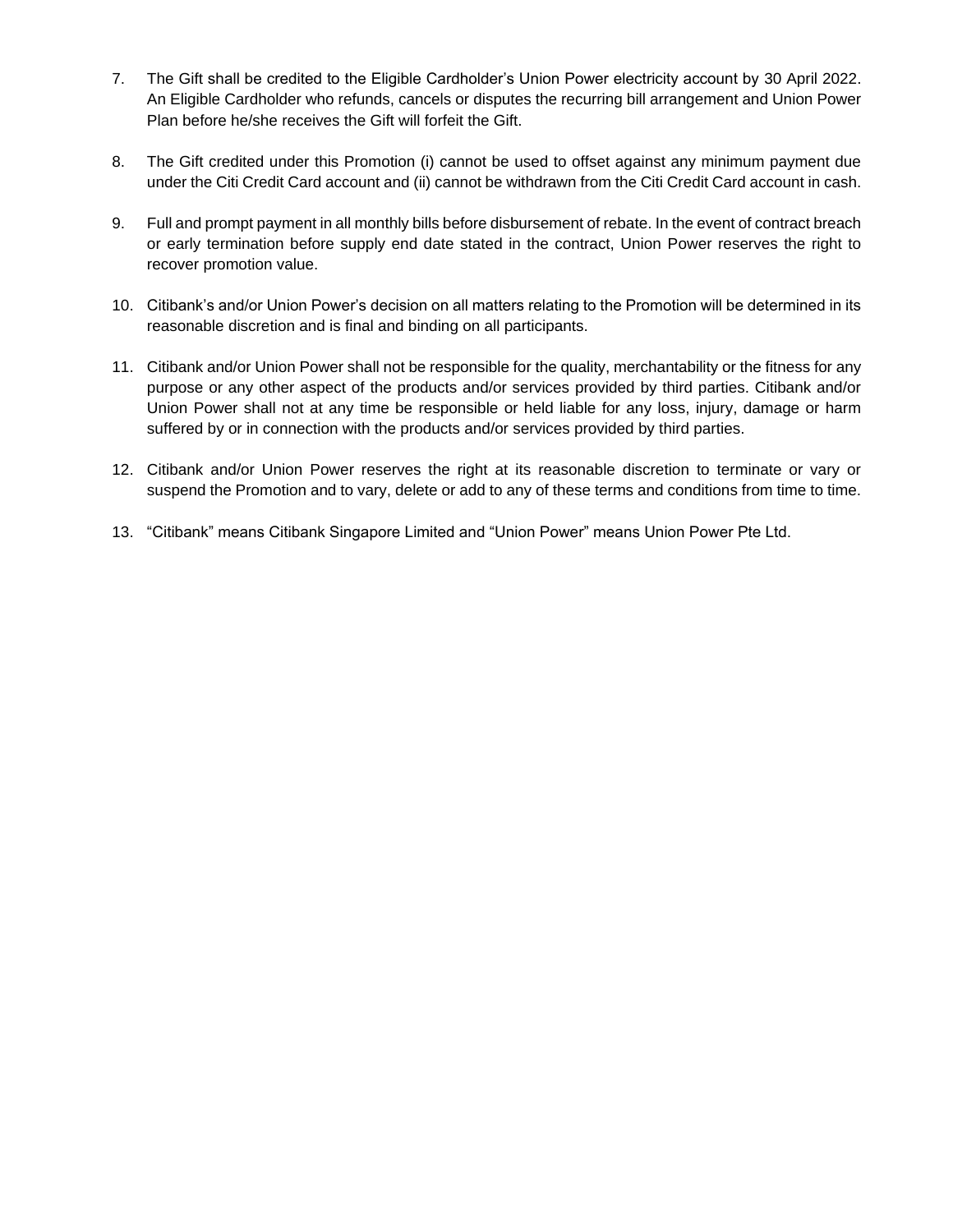7. The Gift shall be credited to the Eligible Cardholder's Union Power electricity account by 30 April 2022. An Eligible Cardholder who refunds, cancels or disputes the recurring bill arrangement and Union Power Plan before he/she receives the Gift will forfeit the Gift.

8. The Gift credited under this Promotion (i) cannot be used to offset against any minimum payment due under the Citi Credit Card account and (ii) cannot be withdrawn from the Citi Credit Card account in cash.

9. Full and prompt payment in all monthly bills before disbursement of rebate. In the event of contract breach or early termination before supply end date stated in the contract, Union Power reserves the right to recover promotion value.

10. Citibank's and/or Union Power's decision on all matters relating to the Promotion will be determined in its reasonable discretion and is final and binding on all participants.

11. Citibank and/or Union Power shall not be responsible for the quality, merchantability or the fitness for any purpose or any other aspect of the products and/or services provided by third parties. Citibank and/or Union Power shall not at any time be responsible or held liable for any loss, injury, damage or harm suffered by or in connection with the products and/or services provided by third parties.

12. Citibank and/or Union Power reserves the right at its reasonable discretion to terminate or vary or suspend the Promotion and to vary, delete or add to any of these terms and conditions from time to time.

13. "Citibank" means Citibank Singapore Limited and "Union Power" means Union Power Pte Ltd.